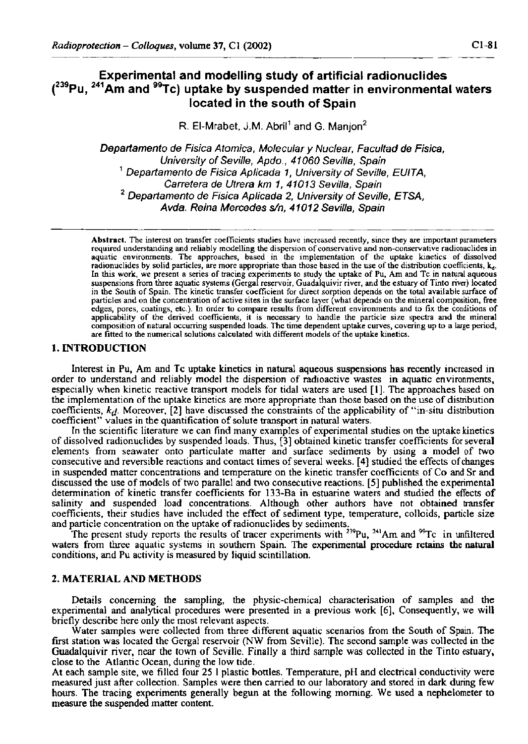# Experimental and modelling study of artificial radionuclides ($^{239}$Pu, $^{241}$Am and $^{99}$Tc) uptake by suspended matter in environmental waters located in the south of Spain

R. El-Mrabet, J.M. Abril[1] and G. Manjon[2]

*Departamento de Fisica Atomica, Molecular y Nuclear, Facultad de Fisica, University of Seville, Apdo., 41060 Sevilla, Spain*
[1] *Departamento de Fisica Aplicada 1, University of Seville, EUITA, Carretera de Utrera km 1, 41013 Sevilla, Spain*
[2] *Departamento de Fisica Aplicada 2, University of Seville, ETSA, Avda. Reina Mercedes s/n, 41012 Sevilla, Spain*

**Abstract.** The interest on transfer coefficients studies have increased recently, since they are important parameters required understanding and reliably modelling the dispersion of conservative and non-conservative radionuclides in aquatic environments. The approaches, based in the implementation of the uptake kinetics of dissolved radionuclides by solid particles, are more appropriate than those based in the use of the distribution coefficients, $k_d$. In this work, we present a series of tracing experiments to study the uptake of Pu, Am and Tc in natural aqueous suspensions from three aquatic systems (Gergal reservoir, Guadalquivir river, and the estuary of Tinto river) located in the South of Spain. The kinetic transfer coefficient for direct sorption depends on the total available surface of particles and on the concentration of active sites in the surface layer (what depends on the mineral composition, free edges, pores, coatings, etc.). In order to compare results from different environments and to fix the conditions of applicability of the derived coefficients, it is necessary to handle the particle size spectra and the mineral composition of natural occurring suspended loads. The time dependent uptake curves, covering up to a large period, are fitted to the numerical solutions calculated with different models of the uptake kinetics.

## 1. INTRODUCTION

Interest in Pu, Am and Tc uptake kinetics in natural aqueous suspensions has recently increased in order to understand and reliably model the dispersion of radioactive wastes in aquatic environments, especially when kinetic reactive transport models for tidal waters are used [1]. The approaches based on the implementation of the uptake kinetics are more appropriate than those based on the use of distribution coefficients, $k_d$. Moreover, [2] have discussed the constraints of the applicability of "in-situ distribution coefficient" values in the quantification of solute transport in natural waters.

In the scientific literature we can find many examples of experimental studies on the uptake kinetics of dissolved radionuclides by suspended loads. Thus, [3] obtained kinetic transfer coefficients for several elements from seawater onto particulate matter and surface sediments by using a model of two consecutive and reversible reactions and contact times of several weeks. [4] studied the effects of changes in suspended matter concentrations and temperature on the kinetic transfer coefficients of Co and Sr and discussed the use of models of two parallel and two consecutive reactions. [5] published the experimental determination of kinetic transfer coefficients for 133-Ba in estuarine waters and studied the effects of salinity and suspended load concentrations. Although other authors have not obtained transfer coefficients, their studies have included the effect of sediment type, temperature, colloids, particle size and particle concentration on the uptake of radionuclides by sediments.

The present study reports the results of tracer experiments with $^{239}$Pu, $^{241}$Am and $^{99}$Tc in unfiltered waters from three aquatic systems in southern Spain. The experimental procedure retains the natural conditions, and Pu activity is measured by liquid scintillation.

## 2. MATERIAL AND METHODS

Details concerning the sampling, the physic-chemical characterisation of samples and the experimental and analytical procedures were presented in a previous work [6]. Consequently, we will briefly describe here only the most relevant aspects.

Water samples were collected from three different aquatic scenarios from the South of Spain. The first station was located the Gergal reservoir (NW from Seville). The second sample was collected in the Guadalquivir river, near the town of Seville. Finally a third sample was collected in the Tinto estuary, close to the Atlantic Ocean, during the low tide.

At each sample site, we filled four 25 l plastic bottles. Temperature, pH and electrical conductivity were measured just after collection. Samples were then carried to our laboratory and stored in dark during few hours. The tracing experiments generally begun at the following morning. We used a nephelometer to measure the suspended matter content.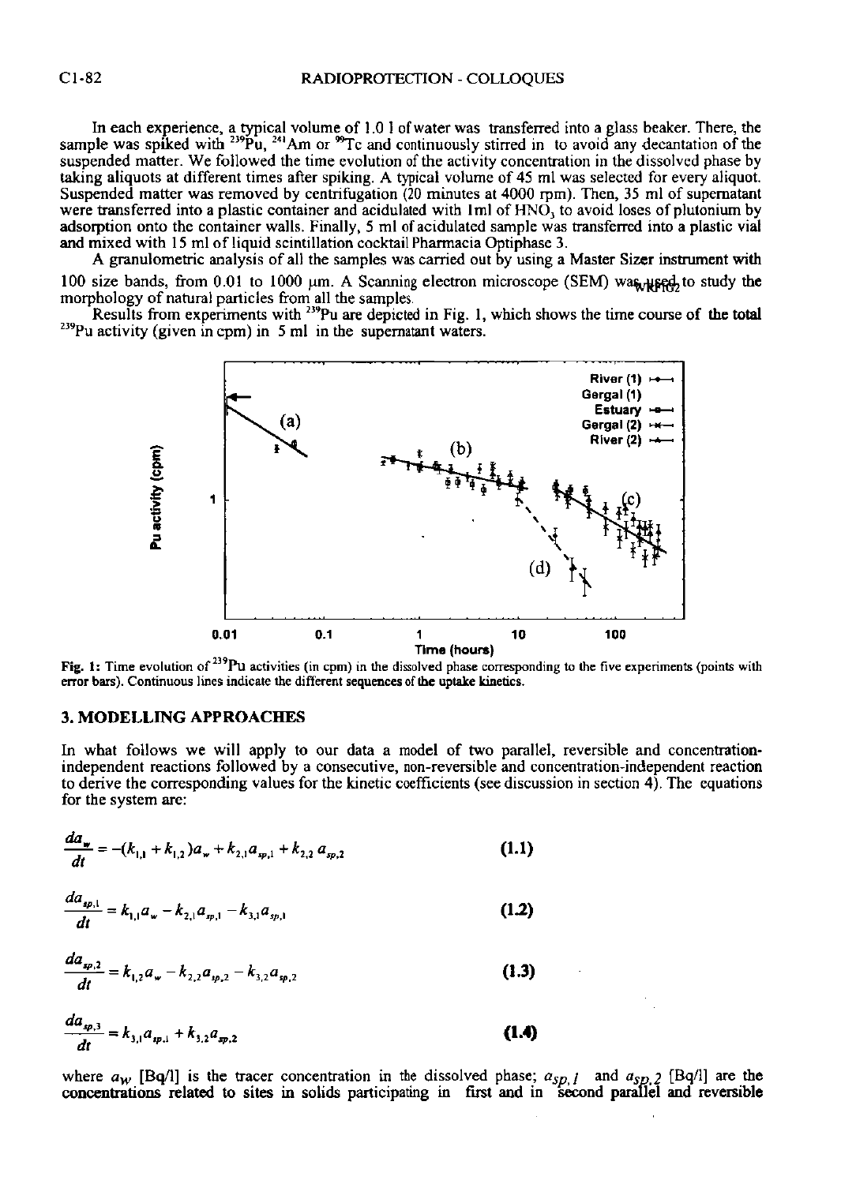In each experience, a typical volume of 1.0 l of water was transferred into a glass beaker. There, the sample was spiked with $^{239}Pu$, $^{241}Am$ or $^{99}Tc$ and continuously stirred in to avoid any decantation of the suspended matter. We followed the time evolution of the activity concentration in the dissolved phase by taking aliquots at different times after spiking. A typical volume of 45 ml was selected for every aliquot. Suspended matter was removed by centrifugation (20 minutes at 4000 rpm). Then, 35 ml of supernatant were transferred into a plastic container and acidulated with 1ml of $HNO_3$ to avoid loses of plutonium by adsorption onto the container walls. Finally, 5 ml of acidulated sample was transferred into a plastic vial and mixed with 15 ml of liquid scintillation cocktail Pharmacia Optiphase 3.

A granulometric analysis of all the samples was carried out by using a Master Sizer instrument with 100 size bands, from 0.01 to 1000 μm. A Scanning electron microscope (SEM) was used to study the morphology of natural particles from all the samples.

Results from experiments with $^{239}Pu$ are depicted in Fig. 1, which shows the time course of the total $^{239}Pu$ activity (given in cpm) in 5 ml in the supernatant waters.

**Fig. 1:** Time evolution of $^{239}Pu$ activities (in cpm) in the dissolved phase corresponding to the five experiments (points with error bars). Continuous lines indicate the different sequences of the uptake kinetics.

## 3. MODELLING APPROACHES

In what follows we will apply to our data a model of two parallel, reversible and concentration-independent reactions followed by a consecutive, non-reversible and concentration-independent reaction to derive the corresponding values for the kinetic coefficients (see discussion in section 4). The equations for the system are:

$$\frac{da_w}{dt} = -(k_{1,1} + k_{1,2})a_w + k_{2,1}a_{sp,1} + k_{2,2}\,a_{sp,2} \quad \textbf{(1.1)}$$

$$\frac{da_{sp,1}}{dt} = k_{1,1}a_w - k_{2,1}a_{sp,1} - k_{3,1}a_{sp,1} \quad \textbf{(1.2)}$$

$$\frac{da_{sp,2}}{dt} = k_{1,2}a_w - k_{2,2}a_{sp,2} - k_{3,2}a_{sp,2} \quad \textbf{(1.3)}$$

$$\frac{da_{sp,3}}{dt} = k_{3,1}a_{sp,1} + k_{3,2}a_{sp,2} \quad \textbf{(1.4)}$$

where $a_w$ [Bq/l] is the tracer concentration in the dissolved phase; $a_{sp,1}$ and $a_{sp,2}$ [Bq/l] are the concentrations related to sites in solids participating in first and in second parallel and reversible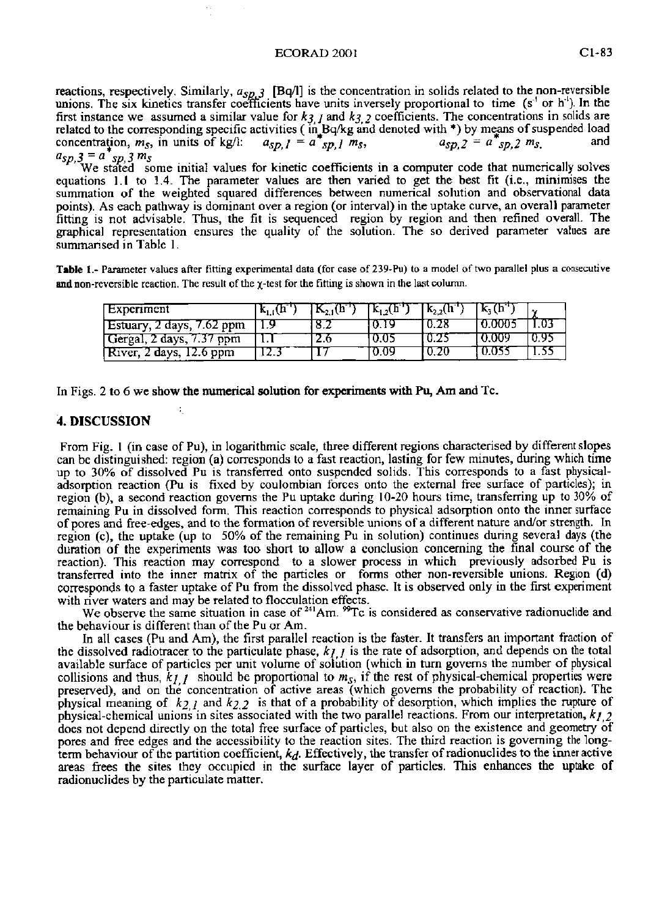reactions, respectively. Similarly, $a_{sp,3}$ [Bq/l] is the concentration in solids related to the non-reversible unions. The six kinetics transfer coefficients have units inversely proportional to time ($s^{-1}$ or $h^{-1}$). In the first instance we assumed a similar value for $k_{3,1}$ and $k_{3,2}$ coefficients. The concentrations in solids are related to the corresponding specific activities (in Bq/kg and denoted with *) by means of suspended load concentration, $m_s$, in units of kg/l: $a_{sp,1} = a^*_{sp,1}\, m_s$, $a_{sp,2} = a^*_{sp,2}\, m_s$. and $a_{sp,3} = a^*_{sp,3}\, m_s$

We stated some initial values for kinetic coefficients in a computer code that numerically solves equations 1.1 to 1.4. The parameter values are then varied to get the best fit (i.e., minimises the summation of the weighted squared differences between numerical solution and observational data points). As each pathway is dominant over a region (or interval) in the uptake curve, an overall parameter fitting is not advisable. Thus, the fit is sequenced region by region and then refined overall. The graphical representation ensures the quality of the solution. The so derived parameter values are summarised in Table 1.

**Table 1.-** Parameter values after fitting experimental data (for case of 239-Pu) to a model of two parallel plus a consecutive and non-reversible reaction. The result of the $\chi$-test for the fitting is shown in the last column.

| Experiment | $k_{1,1}(h^{-1})$ | $K_{2,1}(h^{-1})$ | $k_{1,2}(h^{-1})$ | $k_{2,2}(h^{-1})$ | $k_3(h^{-1})$ | $\chi$ |
|---|---|---|---|---|---|---|
| Estuary, 2 days, 7.62 ppm | 1.9 | 8.2 | 0.19 | 0.28 | 0.0005 | 1.03 |
| Gergal, 2 days, 7.37 ppm | 1.1 | 2.6 | 0.05 | 0.25 | 0.009 | 0.95 |
| River, 2 days, 12.6 ppm | 12.3 | 17 | 0.09 | 0.20 | 0.055 | 1.55 |

In Figs. 2 to 6 we show the numerical solution for experiments with Pu, Am and Tc.

## 4. DISCUSSION

From Fig. 1 (in case of Pu), in logarithmic scale, three different regions characterised by different slopes can be distinguished: region (a) corresponds to a fast reaction, lasting for few minutes, during which time up to 30% of dissolved Pu is transferred onto suspended solids. This corresponds to a fast physical-adsorption reaction (Pu is fixed by coulombian forces onto the external free surface of particles); in region (b), a second reaction governs the Pu uptake during 10-20 hours time, transferring up to 30% of remaining Pu in dissolved form. This reaction corresponds to physical adsorption onto the inner surface of pores and free-edges, and to the formation of reversible unions of a different nature and/or strength. In region (c), the uptake (up to 50% of the remaining Pu in solution) continues during several days (the duration of the experiments was too short to allow a conclusion concerning the final course of the reaction). This reaction may correspond to a slower process in which previously adsorbed Pu is transferred into the inner matrix of the particles or forms other non-reversible unions. Region (d) corresponds to a faster uptake of Pu from the dissolved phase. It is observed only in the first experiment with river waters and may be related to flocculation effects.

We observe the same situation in case of $^{241}$Am. $^{99}$Tc is considered as conservative radionuclide and the behaviour is different than of the Pu or Am.

In all cases (Pu and Am), the first parallel reaction is the faster. It transfers an important fraction of the dissolved radiotracer to the particulate phase, $k_{1,1}$ is the rate of adsorption, and depends on the total available surface of particles per unit volume of solution (which in turn governs the number of physical collisions and thus, $k_{1,1}$ should be proportional to $m_s$, if the rest of physical-chemical properties were preserved), and on the concentration of active areas (which governs the probability of reaction). The physical meaning of $k_{2,1}$ and $k_{2,2}$ is that of a probability of desorption, which implies the rupture of physical-chemical unions in sites associated with the two parallel reactions. From our interpretation, $k_{1,2}$ does not depend directly on the total free surface of particles, but also on the existence and geometry of pores and free edges and the accessibility to the reaction sites. The third reaction is governing the long-term behaviour of the partition coefficient, $k_d$. Effectively, the transfer of radionuclides to the inner active areas frees the sites they occupied in the surface layer of particles. This enhances the uptake of radionuclides by the particulate matter.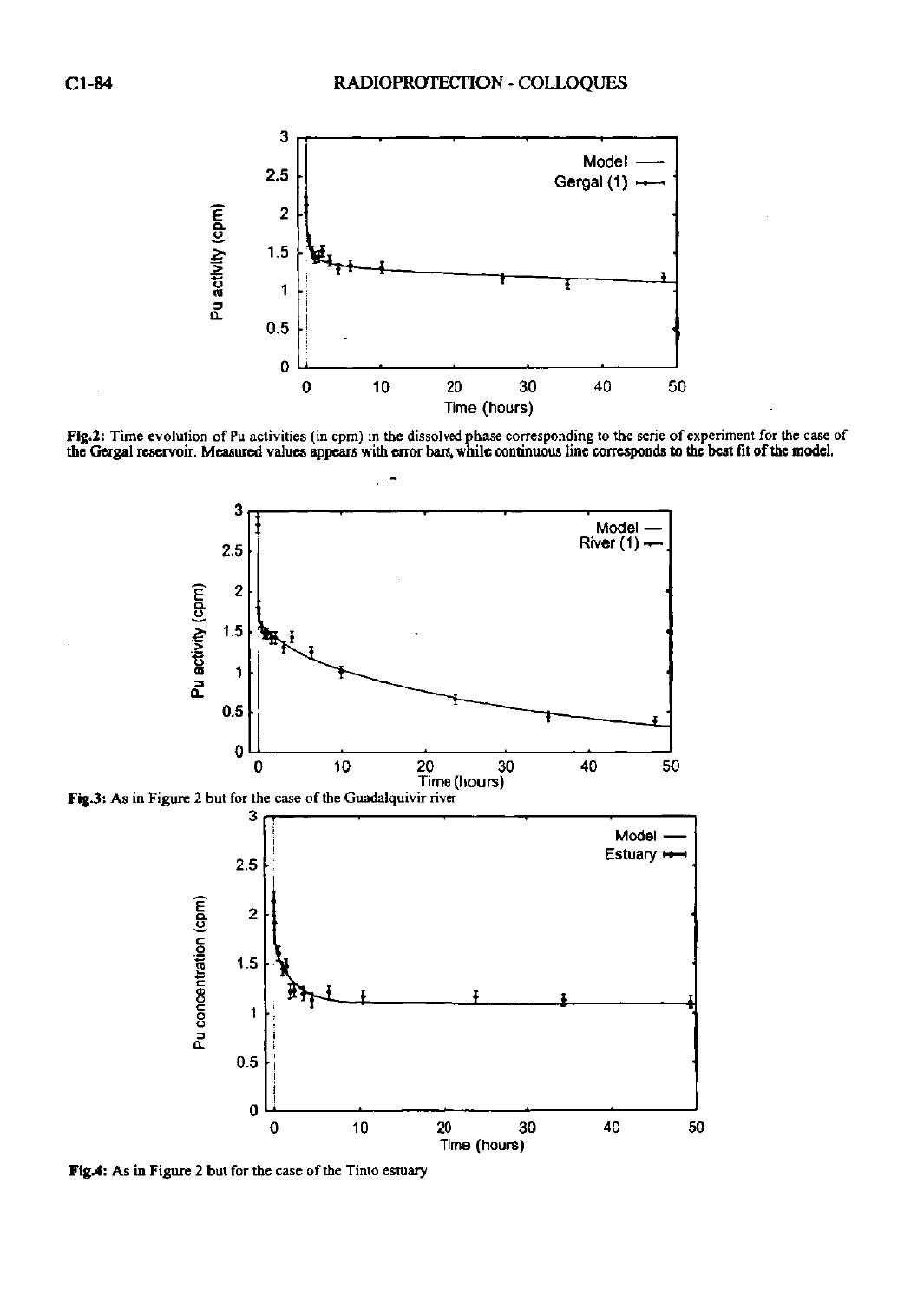**Fig.2:** Time evolution of Pu activities (in cpm) in the dissolved phase corresponding to the serie of experiment for the case of the Gergal reservoir. Measured values appears with error bars, while continuous line corresponds to the best fit of the model.

**Fig.3:** As in Figure 2 but for the case of the Guadalquivir river

**Fig.4:** As in Figure 2 but for the case of the Tinto estuary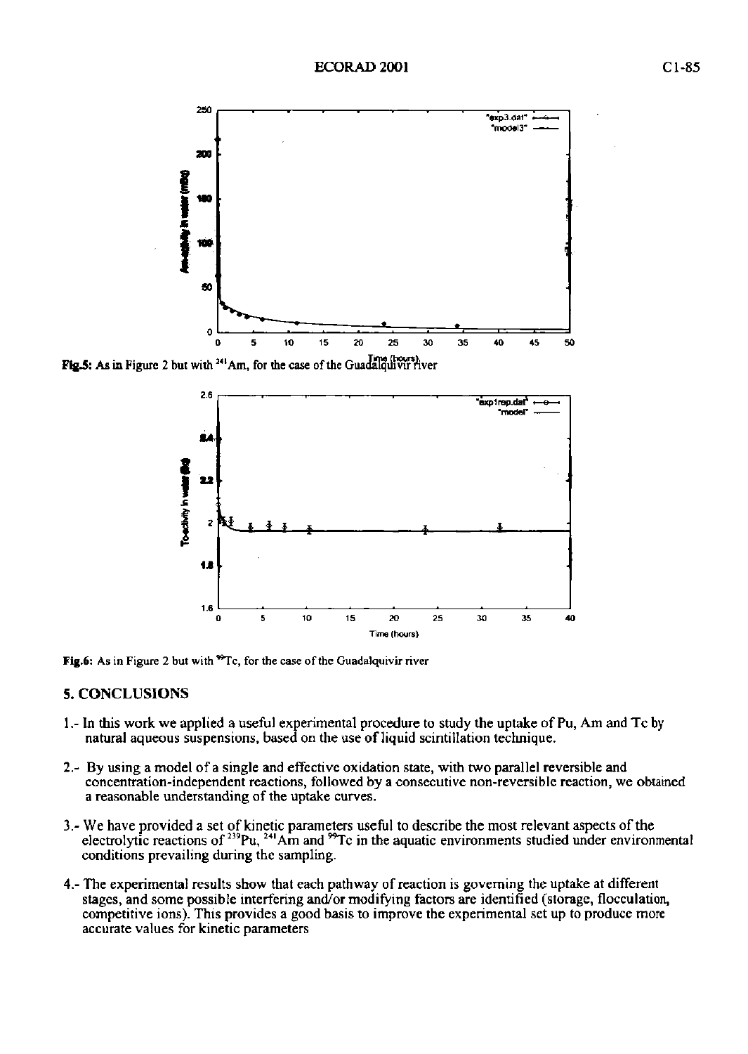**Fig.5:** As in Figure 2 but with $^{241}Am$, for the case of the Guadalquivir river

**Fig.6:** As in Figure 2 but with $^{99}Tc$, for the case of the Guadalquivir river

## 5. CONCLUSIONS

1.- In this work we applied a useful experimental procedure to study the uptake of Pu, Am and Tc by natural aqueous suspensions, based on the use of liquid scintillation technique.

2.- By using a model of a single and effective oxidation state, with two parallel reversible and concentration-independent reactions, followed by a consecutive non-reversible reaction, we obtained a reasonable understanding of the uptake curves.

3.- We have provided a set of kinetic parameters useful to describe the most relevant aspects of the electrolytic reactions of $^{239}Pu$, $^{241}Am$ and $^{99}Tc$ in the aquatic environments studied under environmental conditions prevailing during the sampling.

4.- The experimental results show that each pathway of reaction is governing the uptake at different stages, and some possible interfering and/or modifying factors are identified (storage, flocculation, competitive ions). This provides a good basis to improve the experimental set up to produce more accurate values for kinetic parameters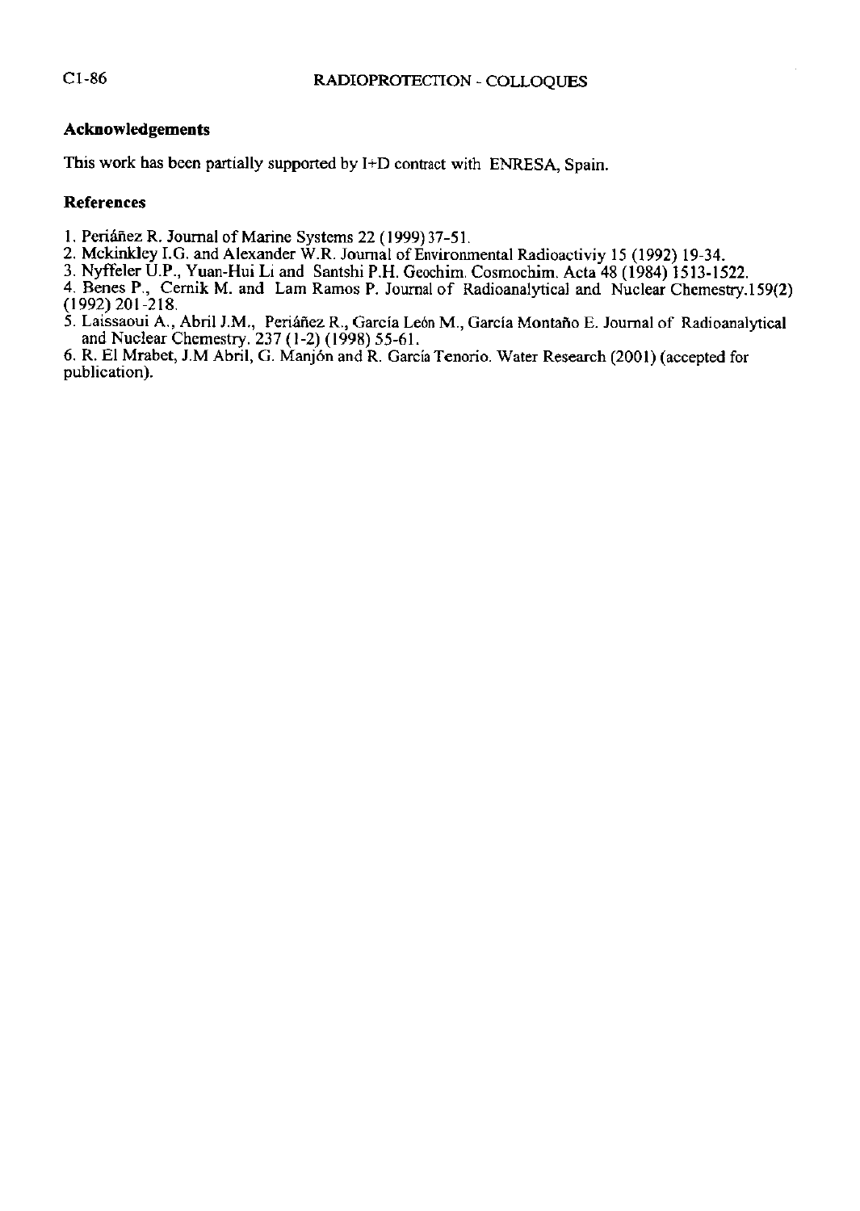## Acknowledgements

This work has been partially supported by I+D contract with ENRESA, Spain.

## References

1. Periáñez R. Journal of Marine Systems 22 (1999) 37-51.
2. Mckinkley I.G. and Alexander W.R. Journal of Environmental Radioactiviy 15 (1992) 19-34.
3. Nyffeler U.P., Yuan-Hui Li and Santshi P.H. Geochim. Cosmochim. Acta 48 (1984) 1513-1522.
4. Benes P., Cernik M. and Lam Ramos P. Journal of Radioanalytical and Nuclear Chemestry.159(2) (1992) 201-218.
5. Laissaoui A., Abril J.M., Periáñez R., García León M., García Montaño E. Journal of Radioanalytical and Nuclear Chemestry. 237 (1-2) (1998) 55-61.
6. R. El Mrabet, J.M Abril, G. Manjón and R. García Tenorio. Water Research (2001) (accepted for publication).